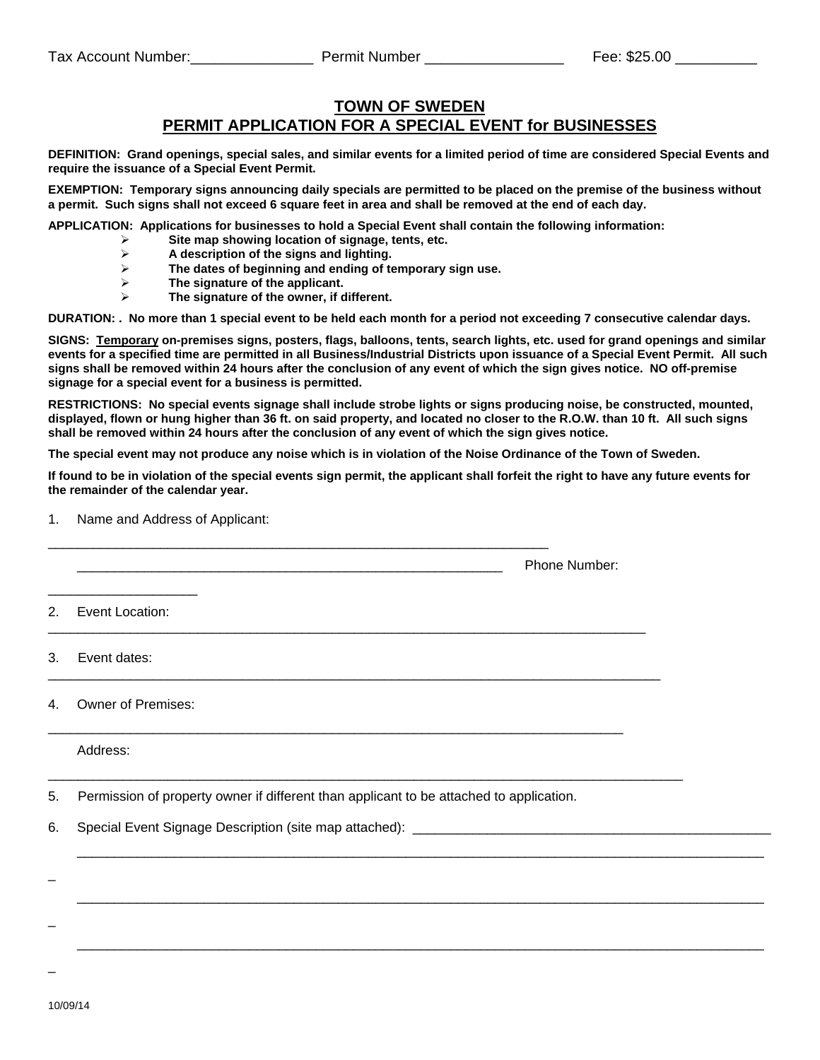Tax Account Number:_______________ Permit Number _________________ Fee: $25.00 __________

## TOWN OF SWEDEN
## PERMIT APPLICATION FOR A SPECIAL EVENT for BUSINESSES

**DEFINITION: Grand openings, special sales, and similar events for a limited period of time are considered Special Events and require the issuance of a Special Event Permit.**

**EXEMPTION: Temporary signs announcing daily specials are permitted to be placed on the premise of the business without a permit. Such signs shall not exceed 6 square feet in area and shall be removed at the end of each day.**

**APPLICATION: Applications for businesses to hold a Special Event shall contain the following information:**

- **Site map showing location of signage, tents, etc.**
- **A description of the signs and lighting.**
- **The dates of beginning and ending of temporary sign use.**
- **The signature of the applicant.**
- **The signature of the owner, if different.**

**DURATION: . No more than 1 special event to be held each month for a period not exceeding 7 consecutive calendar days.**

**SIGNS: Temporary on-premises signs, posters, flags, balloons, tents, search lights, etc. used for grand openings and similar events for a specified time are permitted in all Business/Industrial Districts upon issuance of a Special Event Permit. All such signs shall be removed within 24 hours after the conclusion of any event of which the sign gives notice. NO off-premise signage for a special event for a business is permitted.**

**RESTRICTIONS: No special events signage shall include strobe lights or signs producing noise, be constructed, mounted, displayed, flown or hung higher than 36 ft. on said property, and located no closer to the R.O.W. than 10 ft. All such signs shall be removed within 24 hours after the conclusion of any event of which the sign gives notice.**

**The special event may not produce any noise which is in violation of the Noise Ordinance of the Town of Sweden.**

**If found to be in violation of the special events sign permit, the applicant shall forfeit the right to have any future events for the remainder of the calendar year.**

1. Name and Address of Applicant:

_____________________________________________________________________

_________________________________________________________ Phone Number: ____________________

2. Event Location: ________________________________________________________________________________

3. Event dates: _________________________________________________________________________________

4. Owner of Premises: _____________________________________________________________________________

   Address: ______________________________________________________________________________________

5. Permission of property owner if different than applicant to be attached to application.

6. Special Event Signage Description (site map attached): ________________________________________________

   _________________________________________________________________________________________________

   _________________________________________________________________________________________________

   _________________________________________________________________________________________________

10/09/14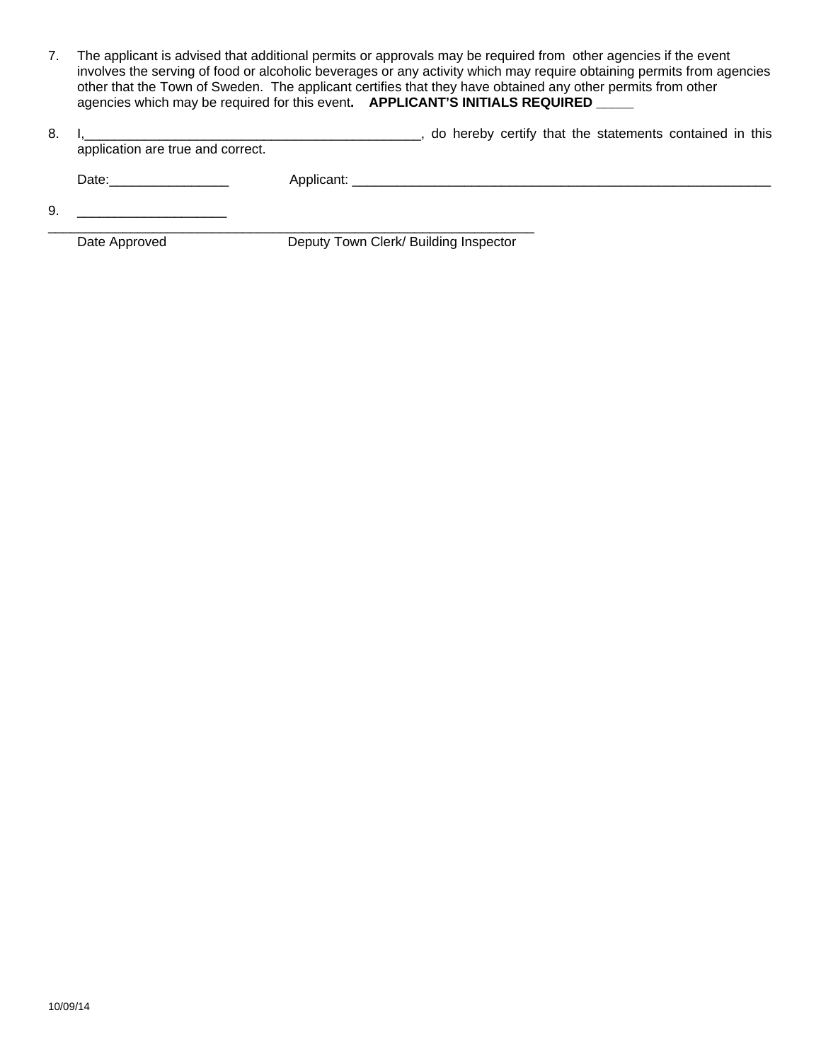7. The applicant is advised that additional permits or approvals may be required from other agencies if the event involves the serving of food or alcoholic beverages or any activity which may require obtaining permits from agencies other that the Town of Sweden. The applicant certifies that they have obtained any other permits from other agencies which may be required for this event**.** **APPLICANT'S INITIALS REQUIRED _____**

8. I,_____________________________________________, do hereby certify that the statements contained in this application are true and correct.

   Date:________________ Applicant: ___________________________________________________________

9. ____________________
_____________________________________________________________________

   Date Approved Deputy Town Clerk/ Building Inspector

10/09/14